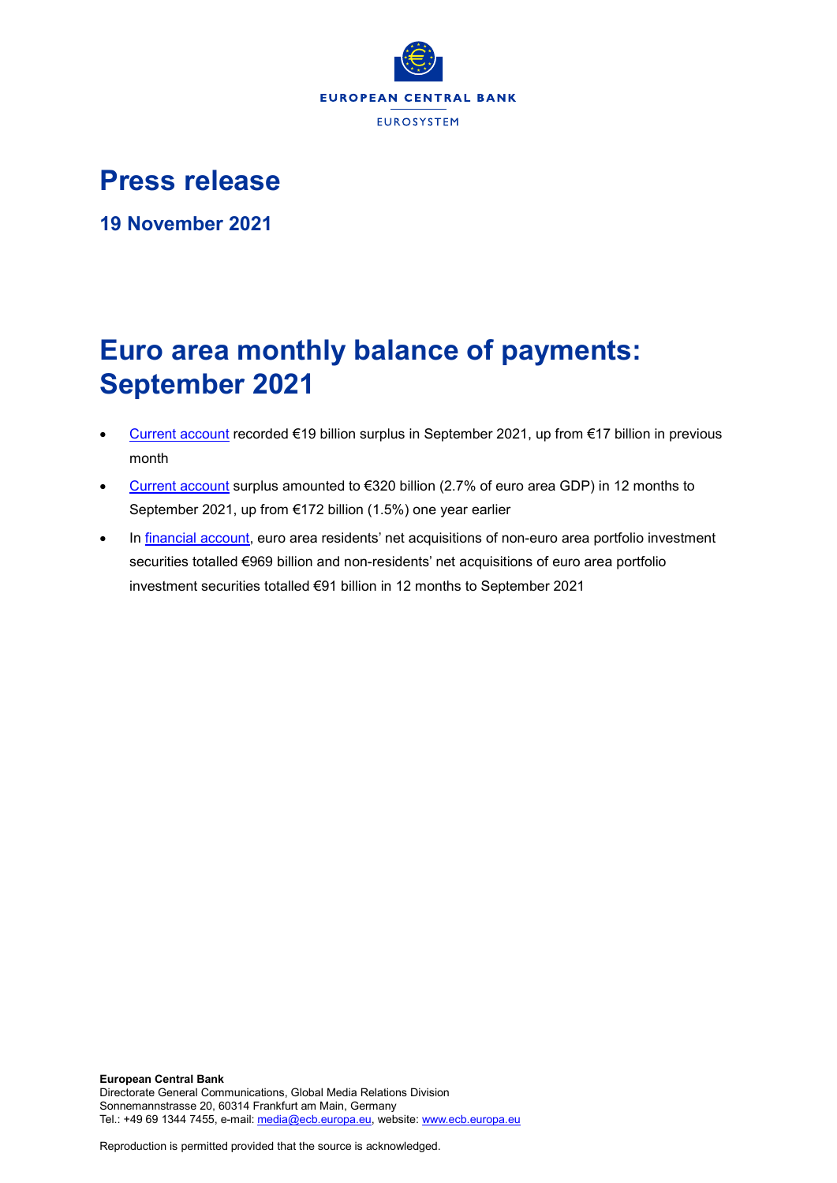EUROPEAN CENTRAL BANK

EUROSYSTEM

# Press release

**19 November 2021**

# Euro area monthly balance of payments: September 2021

- Current account recorded €19 billion surplus in September 2021, up from €17 billion in previous month
- Current account surplus amounted to €320 billion (2.7% of euro area GDP) in 12 months to September 2021, up from €172 billion (1.5%) one year earlier
- In financial account, euro area residents' net acquisitions of non-euro area portfolio investment securities totalled €969 billion and non-residents' net acquisitions of euro area portfolio investment securities totalled €91 billion in 12 months to September 2021

**European Central Bank**
Directorate General Communications, Global Media Relations Division
Sonnemannstrasse 20, 60314 Frankfurt am Main, Germany
Tel.: +49 69 1344 7455, e-mail: media@ecb.europa.eu, website: www.ecb.europa.eu

Reproduction is permitted provided that the source is acknowledged.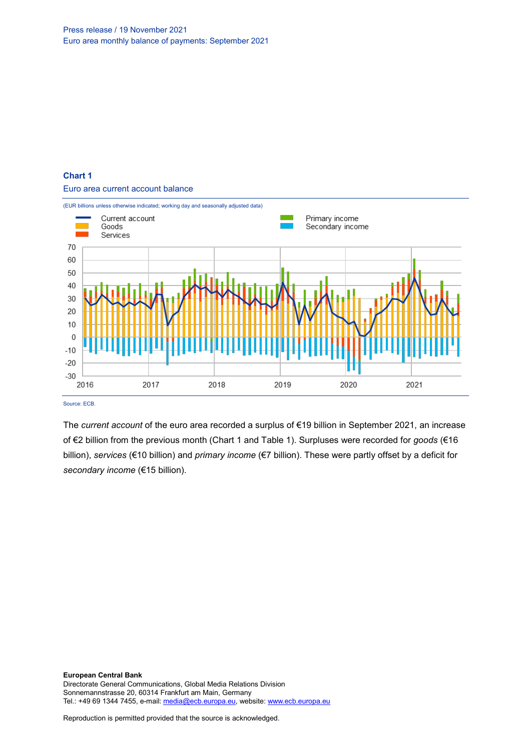**Chart 1**

Euro area current account balance

(EUR billions unless otherwise indicated; working day and seasonally adjusted data)

Source: ECB.

The *current account* of the euro area recorded a surplus of €19 billion in September 2021, an increase of €2 billion from the previous month (Chart 1 and Table 1). Surpluses were recorded for *goods* (€16 billion), *services* (€10 billion) and *primary income* (€7 billion). These were partly offset by a deficit for *secondary income* (€15 billion).

**European Central Bank**
Directorate General Communications, Global Media Relations Division
Sonnemannstrasse 20, 60314 Frankfurt am Main, Germany
Tel.: +49 69 1344 7455, e-mail: media@ecb.europa.eu, website: www.ecb.europa.eu

Reproduction is permitted provided that the source is acknowledged.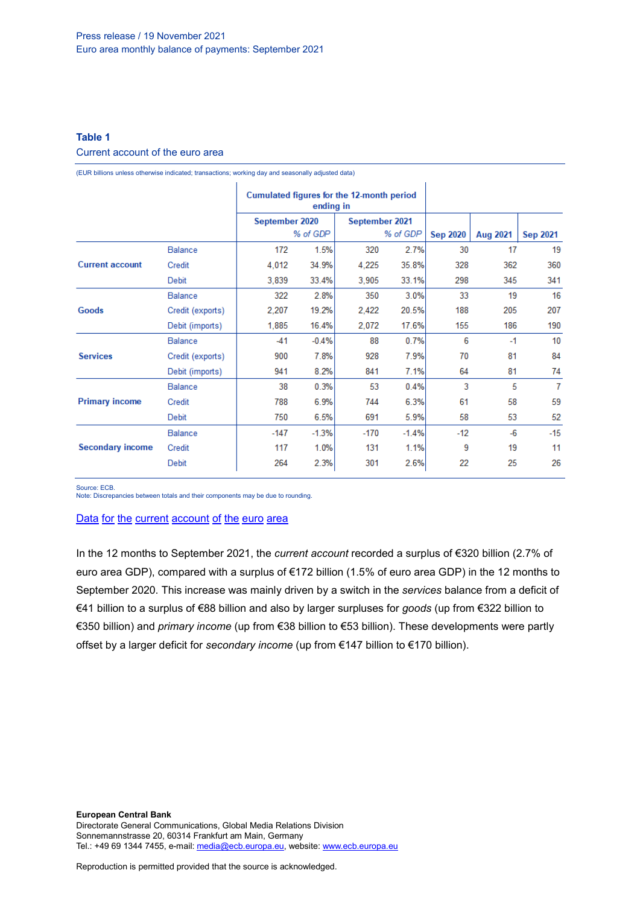Press release / 19 November 2021
Euro area monthly balance of payments: September 2021

**Table 1**
Current account of the euro area

(EUR billions unless otherwise indicated; transactions; working day and seasonally adjusted data)

| | | Cumulated figures for the 12-month period ending in | | | | | | |
|---|---|---|---|---|---|---|---|---|
| | | September 2020 | | September 2021 | | | | |
| | | | % of GDP | | % of GDP | Sep 2020 | Aug 2021 | Sep 2021 |
| Current account | Balance | 172 | 1.5% | 320 | 2.7% | 30 | 17 | 19 |
| | Credit | 4,012 | 34.9% | 4,225 | 35.8% | 328 | 362 | 360 |
| | Debit | 3,839 | 33.4% | 3,905 | 33.1% | 298 | 345 | 341 |
| Goods | Balance | 322 | 2.8% | 350 | 3.0% | 33 | 19 | 16 |
| | Credit (exports) | 2,207 | 19.2% | 2,422 | 20.5% | 188 | 205 | 207 |
| | Debit (imports) | 1,885 | 16.4% | 2,072 | 17.6% | 155 | 186 | 190 |
| Services | Balance | -41 | -0.4% | 88 | 0.7% | 6 | -1 | 10 |
| | Credit (exports) | 900 | 7.8% | 928 | 7.9% | 70 | 81 | 84 |
| | Debit (imports) | 941 | 8.2% | 841 | 7.1% | 64 | 81 | 74 |
| Primary income | Balance | 38 | 0.3% | 53 | 0.4% | 3 | 5 | 7 |
| | Credit | 788 | 6.9% | 744 | 6.3% | 61 | 58 | 59 |
| | Debit | 750 | 6.5% | 691 | 5.9% | 58 | 53 | 52 |
| Secondary income | Balance | -147 | -1.3% | -170 | -1.4% | -12 | -6 | -15 |
| | Credit | 117 | 1.0% | 131 | 1.1% | 9 | 19 | 11 |
| | Debit | 264 | 2.3% | 301 | 2.6% | 22 | 25 | 26 |

Source: ECB.
Note: Discrepancies between totals and their components may be due to rounding.

[Data for the current account of the euro area]

In the 12 months to September 2021, the *current account* recorded a surplus of €320 billion (2.7% of euro area GDP), compared with a surplus of €172 billion (1.5% of euro area GDP) in the 12 months to September 2020. This increase was mainly driven by a switch in the *services* balance from a deficit of €41 billion to a surplus of €88 billion and also by larger surpluses for *goods* (up from €322 billion to €350 billion) and *primary income* (up from €38 billion to €53 billion). These developments were partly offset by a larger deficit for *secondary income* (up from €147 billion to €170 billion).

**European Central Bank**
Directorate General Communications, Global Media Relations Division
Sonnemannstrasse 20, 60314 Frankfurt am Main, Germany
Tel.: +49 69 1344 7455, e-mail: media@ecb.europa.eu, website: www.ecb.europa.eu

Reproduction is permitted provided that the source is acknowledged.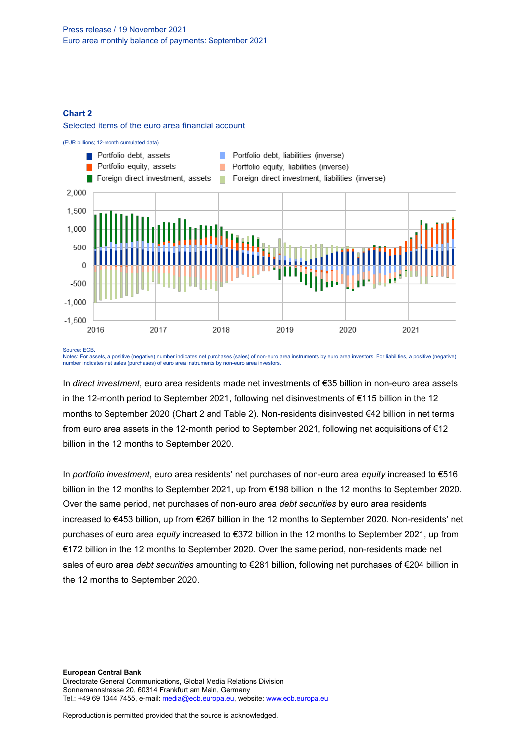**Chart 2**

Selected items of the euro area financial account

(EUR billions; 12-month cumulated data)

Source: ECB.

Notes: For assets, a positive (negative) number indicates net purchases (sales) of non-euro area instruments by euro area investors. For liabilities, a positive (negative) number indicates net sales (purchases) of euro area instruments by non-euro area investors.

In *direct investment*, euro area residents made net investments of €35 billion in non-euro area assets in the 12-month period to September 2021, following net disinvestments of €115 billion in the 12 months to September 2020 (Chart 2 and Table 2). Non-residents disinvested €42 billion in net terms from euro area assets in the 12-month period to September 2021, following net acquisitions of €12 billion in the 12 months to September 2020.

In *portfolio investment*, euro area residents' net purchases of non-euro area *equity* increased to €516 billion in the 12 months to September 2021, up from €198 billion in the 12 months to September 2020. Over the same period, net purchases of non-euro area *debt securities* by euro area residents increased to €453 billion, up from €267 billion in the 12 months to September 2020. Non-residents' net purchases of euro area *equity* increased to €372 billion in the 12 months to September 2021, up from €172 billion in the 12 months to September 2020. Over the same period, non-residents made net sales of euro area *debt securities* amounting to €281 billion, following net purchases of €204 billion in the 12 months to September 2020.

**European Central Bank**

Directorate General Communications, Global Media Relations Division

Sonnemannstrasse 20, 60314 Frankfurt am Main, Germany

Tel.: +49 69 1344 7455, e-mail: media@ecb.europa.eu, website: www.ecb.europa.eu

Reproduction is permitted provided that the source is acknowledged.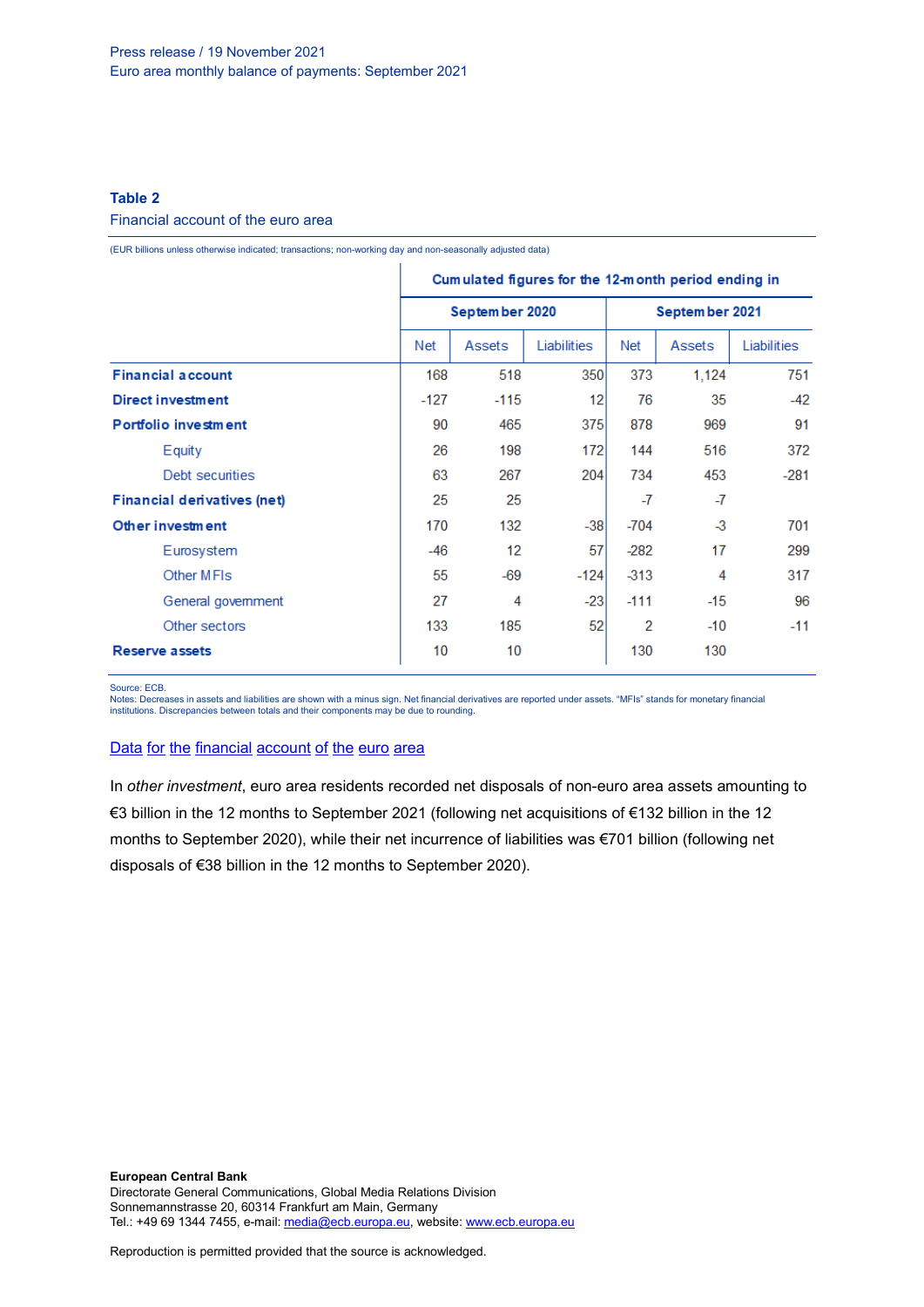**Table 2**

Financial account of the euro area

(EUR billions unless otherwise indicated; transactions; non-working day and non-seasonally adjusted data)

| | Cumulated figures for the 12-month period ending in | | | | | |
|---|---|---|---|---|---|---|
| | September 2020 | | | September 2021 | | |
| | Net | Assets | Liabilities | Net | Assets | Liabilities |
| **Financial account** | 168 | 518 | 350 | 373 | 1,124 | 751 |
| **Direct investment** | -127 | -115 | 12 | 76 | 35 | -42 |
| **Portfolio investment** | 90 | 465 | 375 | 878 | 969 | 91 |
| Equity | 26 | 198 | 172 | 144 | 516 | 372 |
| Debt securities | 63 | 267 | 204 | 734 | 453 | -281 |
| **Financial derivatives (net)** | 25 | 25 | | -7 | -7 | |
| **Other investment** | 170 | 132 | -38 | -704 | -3 | 701 |
| Eurosystem | -46 | 12 | 57 | -282 | 17 | 299 |
| Other MFIs | 55 | -69 | -124 | -313 | 4 | 317 |
| General government | 27 | 4 | -23 | -111 | -15 | 96 |
| Other sectors | 133 | 185 | 52 | 2 | -10 | -11 |
| **Reserve assets** | 10 | 10 | | 130 | 130 | |

Source: ECB.
Notes: Decreases in assets and liabilities are shown with a minus sign. Net financial derivatives are reported under assets. "MFIs" stands for monetary financial institutions. Discrepancies between totals and their components may be due to rounding.

[Data for the financial account of the euro area]

In *other investment*, euro area residents recorded net disposals of non-euro area assets amounting to €3 billion in the 12 months to September 2021 (following net acquisitions of €132 billion in the 12 months to September 2020), while their net incurrence of liabilities was €701 billion (following net disposals of €38 billion in the 12 months to September 2020).

**European Central Bank**
Directorate General Communications, Global Media Relations Division
Sonnemannstrasse 20, 60314 Frankfurt am Main, Germany
Tel.: +49 69 1344 7455, e-mail: media@ecb.europa.eu, website: www.ecb.europa.eu

Reproduction is permitted provided that the source is acknowledged.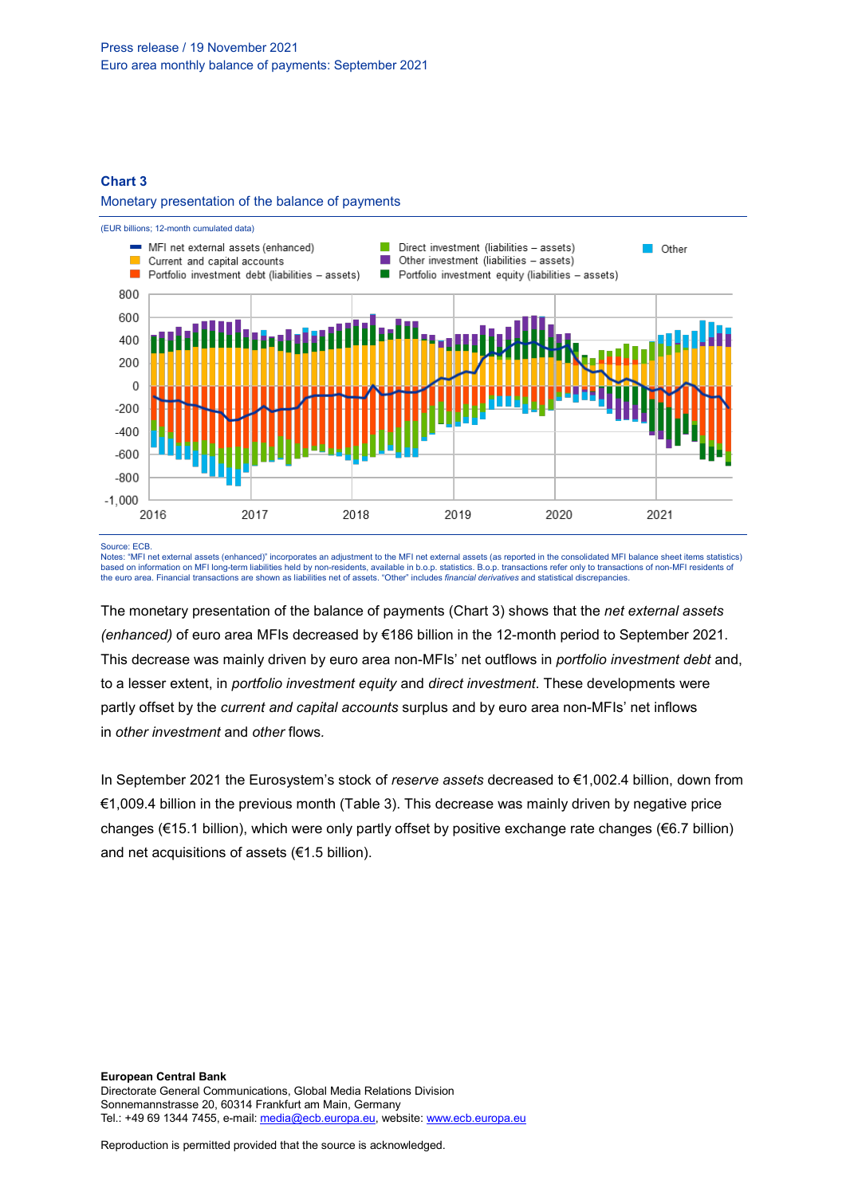**Chart 3**

Monetary presentation of the balance of payments

(EUR billions; 12-month cumulated data)

Source: ECB.
Notes: "MFI net external assets (enhanced)" incorporates an adjustment to the MFI net external assets (as reported in the consolidated MFI balance sheet items statistics) based on information on MFI long-term liabilities held by non-residents, available in b.o.p. statistics. B.o.p. transactions refer only to transactions of non-MFI residents of the euro area. Financial transactions are shown as liabilities net of assets. "Other" includes *financial derivatives* and statistical discrepancies.

The monetary presentation of the balance of payments (Chart 3) shows that the *net external assets (enhanced)* of euro area MFIs decreased by €186 billion in the 12-month period to September 2021. This decrease was mainly driven by euro area non-MFIs' net outflows in *portfolio investment debt* and, to a lesser extent, in *portfolio investment equity* and *direct investment*. These developments were partly offset by the *current and capital accounts* surplus and by euro area non-MFIs' net inflows in *other investment* and *other* flows.

In September 2021 the Eurosystem's stock of *reserve assets* decreased to €1,002.4 billion, down from €1,009.4 billion in the previous month (Table 3). This decrease was mainly driven by negative price changes (€15.1 billion), which were only partly offset by positive exchange rate changes (€6.7 billion) and net acquisitions of assets (€1.5 billion).

**European Central Bank**
Directorate General Communications, Global Media Relations Division
Sonnemannstrasse 20, 60314 Frankfurt am Main, Germany
Tel.: +49 69 1344 7455, e-mail: media@ecb.europa.eu, website: www.ecb.europa.eu

Reproduction is permitted provided that the source is acknowledged.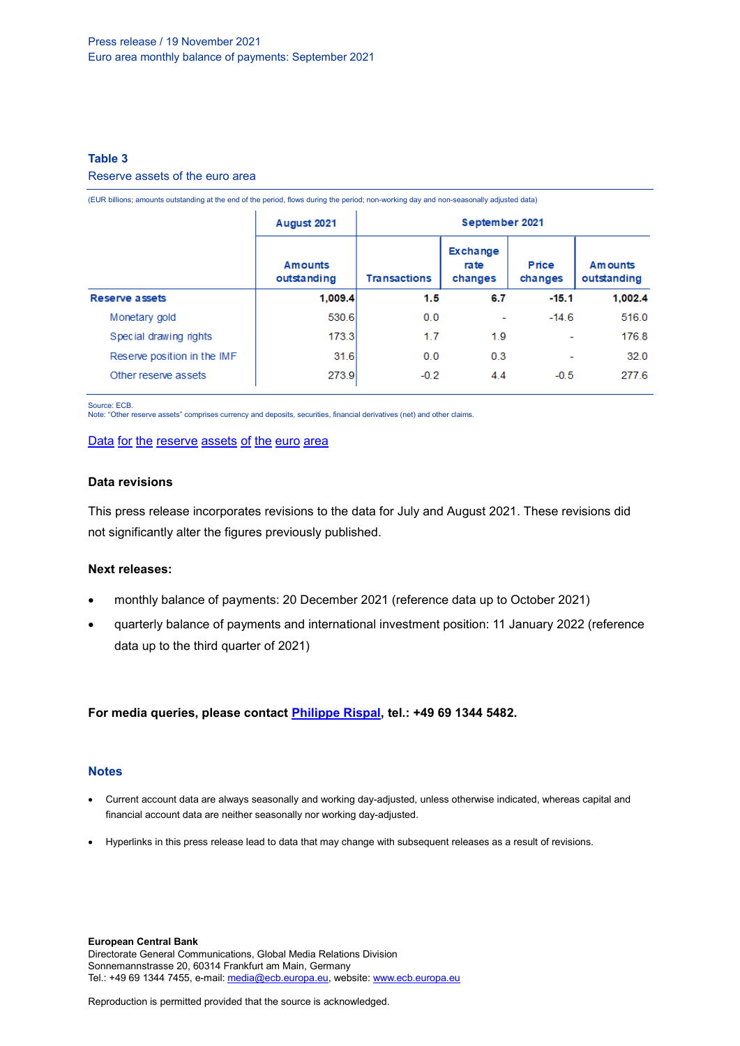### Table 3

Reserve assets of the euro area

(EUR billions; amounts outstanding at the end of the period, flows during the period; non-working day and non-seasonally adjusted data)

| | August 2021 | September 2021 | | | |
|---|---|---|---|---|---|
| | Amounts outstanding | Transactions | Exchange rate changes | Price changes | Amounts outstanding |
| **Reserve assets** | **1,009.4** | **1.5** | **6.7** | **-15.1** | **1,002.4** |
| Monetary gold | 530.6 | 0.0 | - | -14.6 | 516.0 |
| Special drawing rights | 173.3 | 1.7 | 1.9 | - | 176.8 |
| Reserve position in the IMF | 31.6 | 0.0 | 0.3 | - | 32.0 |
| Other reserve assets | 273.9 | -0.2 | 4.4 | -0.5 | 277.6 |

Source: ECB.
Note: "Other reserve assets" comprises currency and deposits, securities, financial derivatives (net) and other claims.

Data for the reserve assets of the euro area

**Data revisions**

This press release incorporates revisions to the data for July and August 2021. These revisions did not significantly alter the figures previously published.

**Next releases:**

- monthly balance of payments: 20 December 2021 (reference data up to October 2021)
- quarterly balance of payments and international investment position: 11 January 2022 (reference data up to the third quarter of 2021)

**For media queries, please contact Philippe Rispal, tel.: +49 69 1344 5482.**

### Notes

- Current account data are always seasonally and working day-adjusted, unless otherwise indicated, whereas capital and financial account data are neither seasonally nor working day-adjusted.
- Hyperlinks in this press release lead to data that may change with subsequent releases as a result of revisions.

**European Central Bank**
Directorate General Communications, Global Media Relations Division
Sonnemannstrasse 20, 60314 Frankfurt am Main, Germany
Tel.: +49 69 1344 7455, e-mail: media@ecb.europa.eu, website: www.ecb.europa.eu

Reproduction is permitted provided that the source is acknowledged.